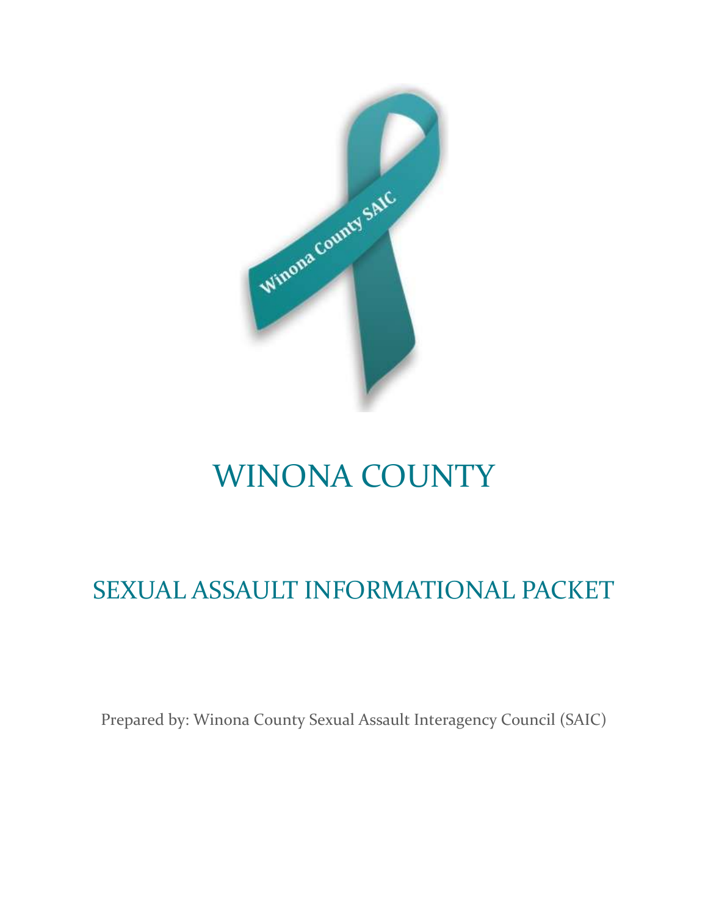# WINONA COUNTY

## SEXUAL ASSAULT INFORMATIONAL PACKET

Prepared by: Winona County Sexual Assault Interagency Council (SAIC)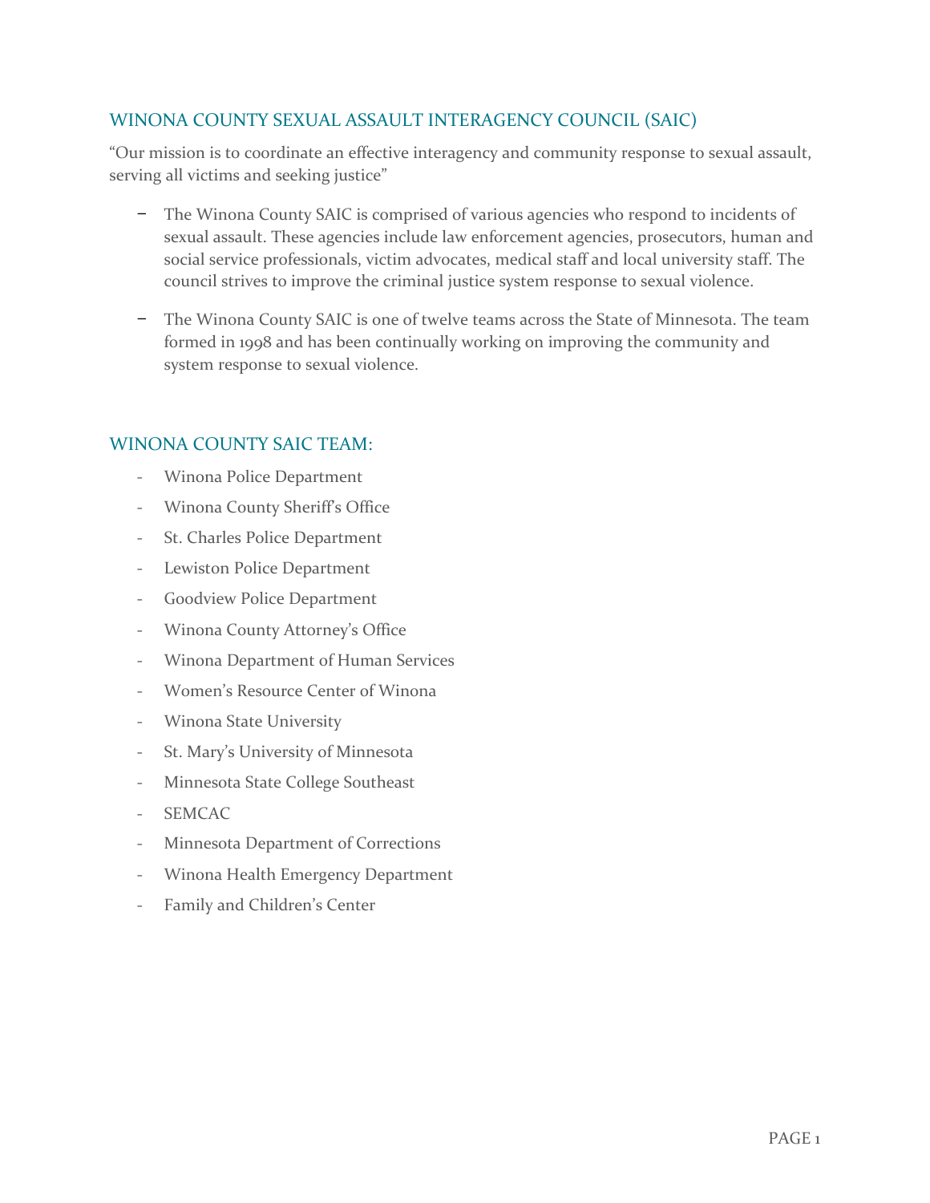## WINONA COUNTY SEXUAL ASSAULT INTERAGENCY COUNCIL (SAIC)

"Our mission is to coordinate an effective interagency and community response to sexual assault, serving all victims and seeking justice"

- The Winona County SAIC is comprised of various agencies who respond to incidents of sexual assault. These agencies include law enforcement agencies, prosecutors, human and social service professionals, victim advocates, medical staff and local university staff. The council strives to improve the criminal justice system response to sexual violence.
- The Winona County SAIC is one of twelve teams across the State of Minnesota. The team formed in 1998 and has been continually working on improving the community and system response to sexual violence.

## WINONA COUNTY SAIC TEAM:

- Winona Police Department
- Winona County Sheriff's Office
- St. Charles Police Department
- Lewiston Police Department
- Goodview Police Department
- Winona County Attorney's Office
- Winona Department of Human Services
- Women's Resource Center of Winona
- Winona State University
- St. Mary's University of Minnesota
- Minnesota State College Southeast
- SEMCAC
- Minnesota Department of Corrections
- Winona Health Emergency Department
- Family and Children's Center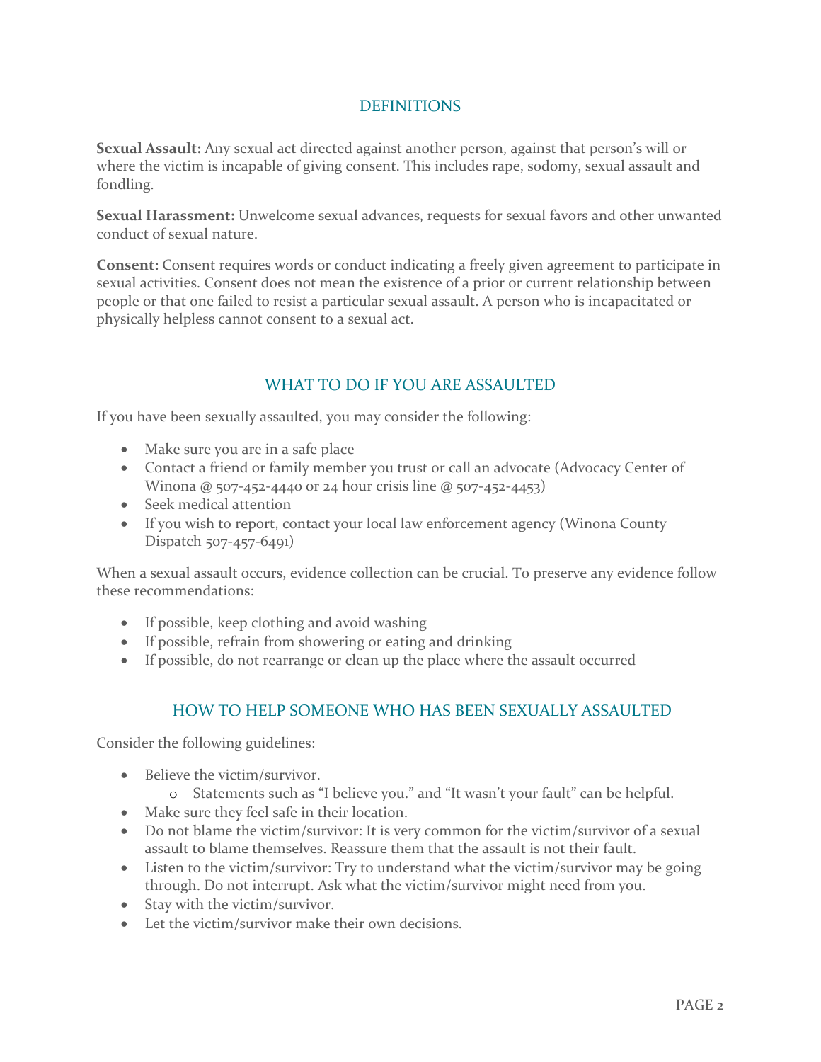## DEFINITIONS

**Sexual Assault:** Any sexual act directed against another person, against that person's will or where the victim is incapable of giving consent. This includes rape, sodomy, sexual assault and fondling.

**Sexual Harassment:** Unwelcome sexual advances, requests for sexual favors and other unwanted conduct of sexual nature.

**Consent:** Consent requires words or conduct indicating a freely given agreement to participate in sexual activities. Consent does not mean the existence of a prior or current relationship between people or that one failed to resist a particular sexual assault. A person who is incapacitated or physically helpless cannot consent to a sexual act.

## WHAT TO DO IF YOU ARE ASSAULTED

If you have been sexually assaulted, you may consider the following:

- Make sure you are in a safe place
- Contact a friend or family member you trust or call an advocate (Advocacy Center of Winona @ 507-452-4440 or 24 hour crisis line @ 507-452-4453)
- Seek medical attention
- If you wish to report, contact your local law enforcement agency (Winona County Dispatch 507-457-6491)

When a sexual assault occurs, evidence collection can be crucial. To preserve any evidence follow these recommendations:

- If possible, keep clothing and avoid washing
- If possible, refrain from showering or eating and drinking
- If possible, do not rearrange or clean up the place where the assault occurred

## HOW TO HELP SOMEONE WHO HAS BEEN SEXUALLY ASSAULTED

Consider the following guidelines:

- Believe the victim/survivor.
  - Statements such as "I believe you." and "It wasn't your fault" can be helpful.
- Make sure they feel safe in their location.
- Do not blame the victim/survivor: It is very common for the victim/survivor of a sexual assault to blame themselves. Reassure them that the assault is not their fault.
- Listen to the victim/survivor: Try to understand what the victim/survivor may be going through. Do not interrupt. Ask what the victim/survivor might need from you.
- Stay with the victim/survivor.
- Let the victim/survivor make their own decisions.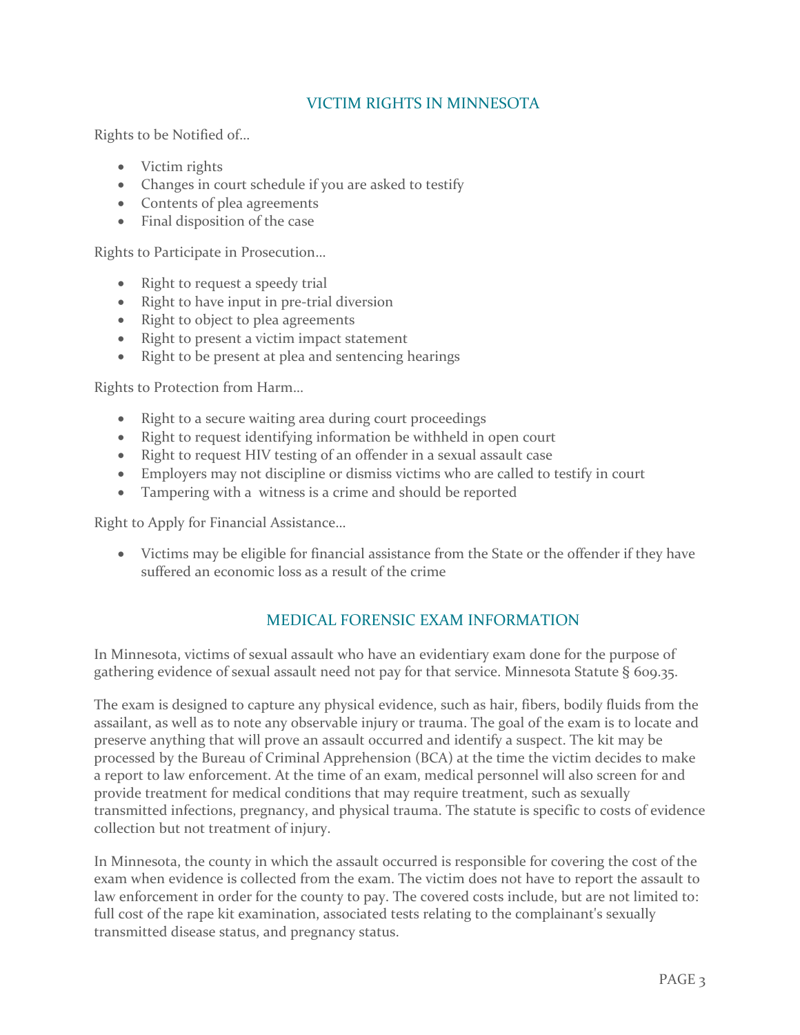## VICTIM RIGHTS IN MINNESOTA

Rights to be Notified of…

- Victim rights
- Changes in court schedule if you are asked to testify
- Contents of plea agreements
- Final disposition of the case

Rights to Participate in Prosecution…

- Right to request a speedy trial
- Right to have input in pre-trial diversion
- Right to object to plea agreements
- Right to present a victim impact statement
- Right to be present at plea and sentencing hearings

Rights to Protection from Harm…

- Right to a secure waiting area during court proceedings
- Right to request identifying information be withheld in open court
- Right to request HIV testing of an offender in a sexual assault case
- Employers may not discipline or dismiss victims who are called to testify in court
- Tampering with a witness is a crime and should be reported

Right to Apply for Financial Assistance…

- Victims may be eligible for financial assistance from the State or the offender if they have suffered an economic loss as a result of the crime

## MEDICAL FORENSIC EXAM INFORMATION

In Minnesota, victims of sexual assault who have an evidentiary exam done for the purpose of gathering evidence of sexual assault need not pay for that service. Minnesota Statute § 609.35.

The exam is designed to capture any physical evidence, such as hair, fibers, bodily fluids from the assailant, as well as to note any observable injury or trauma. The goal of the exam is to locate and preserve anything that will prove an assault occurred and identify a suspect. The kit may be processed by the Bureau of Criminal Apprehension (BCA) at the time the victim decides to make a report to law enforcement. At the time of an exam, medical personnel will also screen for and provide treatment for medical conditions that may require treatment, such as sexually transmitted infections, pregnancy, and physical trauma. The statute is specific to costs of evidence collection but not treatment of injury.

In Minnesota, the county in which the assault occurred is responsible for covering the cost of the exam when evidence is collected from the exam. The victim does not have to report the assault to law enforcement in order for the county to pay. The covered costs include, but are not limited to: full cost of the rape kit examination, associated tests relating to the complainant's sexually transmitted disease status, and pregnancy status.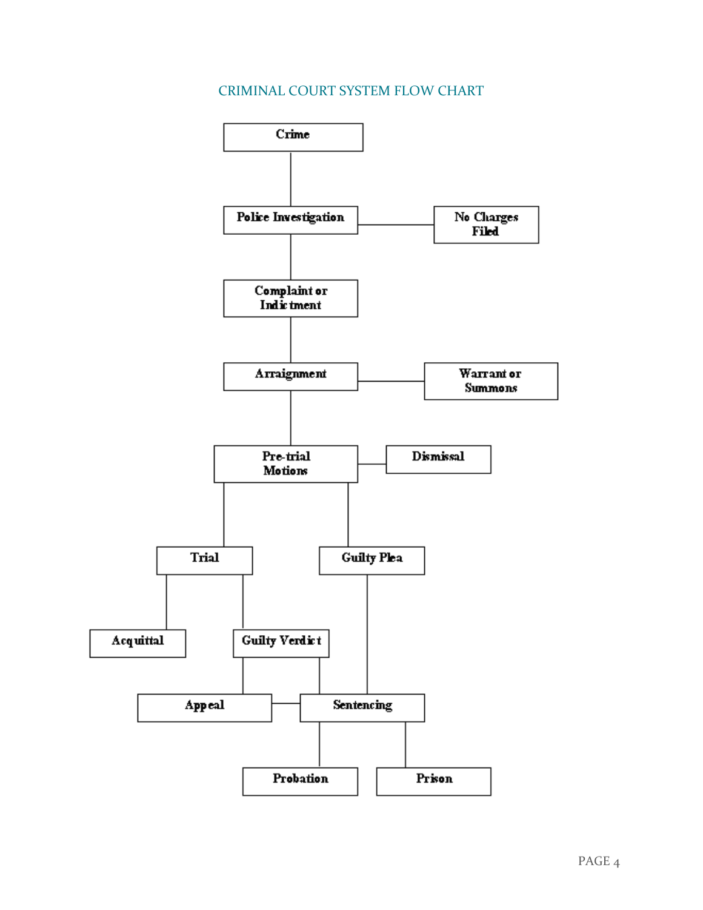## CRIMINAL COURT SYSTEM FLOW CHART

- Crime
- Police Investigation
  - No Charges Filed
- Complaint or Indictment
- Arraignment
  - Warrant or Summons
- Pre-trial Motions
  - Dismissal
  - Trial
    - Acquittal
    - Guilty Verdict
      - Appeal
      - Sentencing
  - Guilty Plea
    - Sentencing
- Sentencing
  - Appeal
  - Probation
  - Prison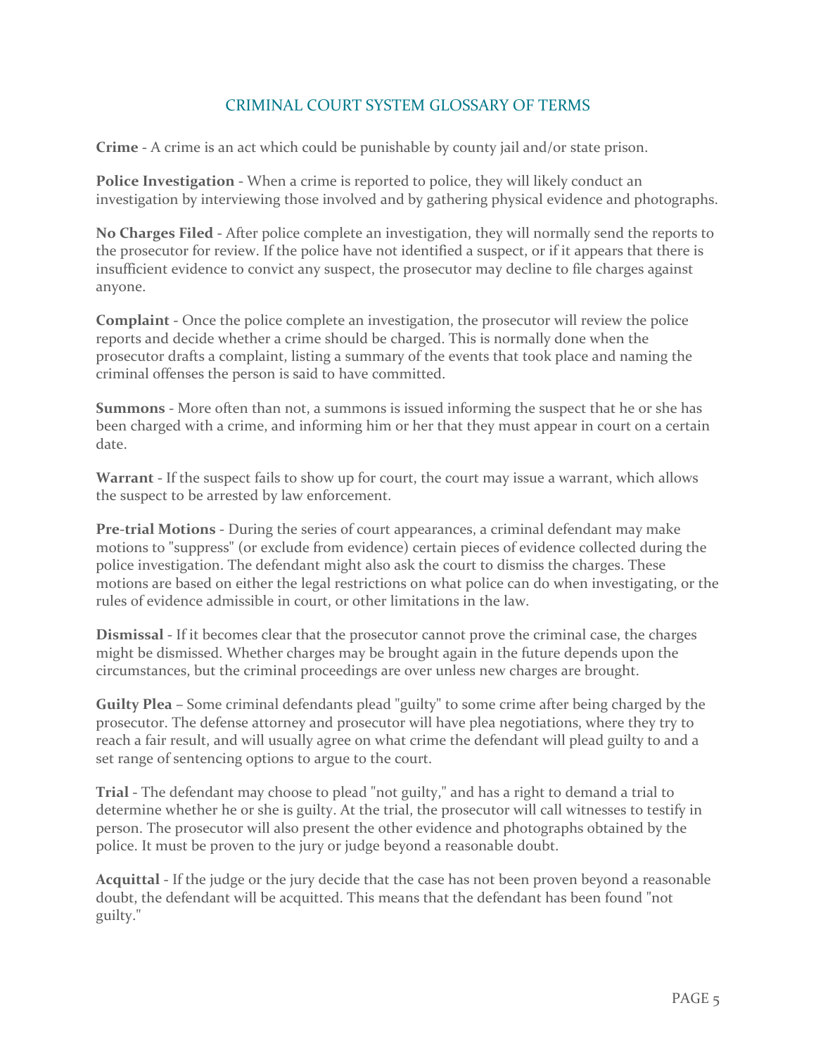## CRIMINAL COURT SYSTEM GLOSSARY OF TERMS

**Crime** - A crime is an act which could be punishable by county jail and/or state prison.

**Police Investigation** - When a crime is reported to police, they will likely conduct an investigation by interviewing those involved and by gathering physical evidence and photographs.

**No Charges Filed** - After police complete an investigation, they will normally send the reports to the prosecutor for review. If the police have not identified a suspect, or if it appears that there is insufficient evidence to convict any suspect, the prosecutor may decline to file charges against anyone.

**Complaint** - Once the police complete an investigation, the prosecutor will review the police reports and decide whether a crime should be charged. This is normally done when the prosecutor drafts a complaint, listing a summary of the events that took place and naming the criminal offenses the person is said to have committed.

**Summons** - More often than not, a summons is issued informing the suspect that he or she has been charged with a crime, and informing him or her that they must appear in court on a certain date.

**Warrant** - If the suspect fails to show up for court, the court may issue a warrant, which allows the suspect to be arrested by law enforcement.

**Pre-trial Motions** - During the series of court appearances, a criminal defendant may make motions to "suppress" (or exclude from evidence) certain pieces of evidence collected during the police investigation. The defendant might also ask the court to dismiss the charges. These motions are based on either the legal restrictions on what police can do when investigating, or the rules of evidence admissible in court, or other limitations in the law.

**Dismissal** - If it becomes clear that the prosecutor cannot prove the criminal case, the charges might be dismissed. Whether charges may be brought again in the future depends upon the circumstances, but the criminal proceedings are over unless new charges are brought.

**Guilty Plea** – Some criminal defendants plead "guilty" to some crime after being charged by the prosecutor. The defense attorney and prosecutor will have plea negotiations, where they try to reach a fair result, and will usually agree on what crime the defendant will plead guilty to and a set range of sentencing options to argue to the court.

**Trial** - The defendant may choose to plead "not guilty," and has a right to demand a trial to determine whether he or she is guilty. At the trial, the prosecutor will call witnesses to testify in person. The prosecutor will also present the other evidence and photographs obtained by the police. It must be proven to the jury or judge beyond a reasonable doubt.

**Acquittal** - If the judge or the jury decide that the case has not been proven beyond a reasonable doubt, the defendant will be acquitted. This means that the defendant has been found "not guilty."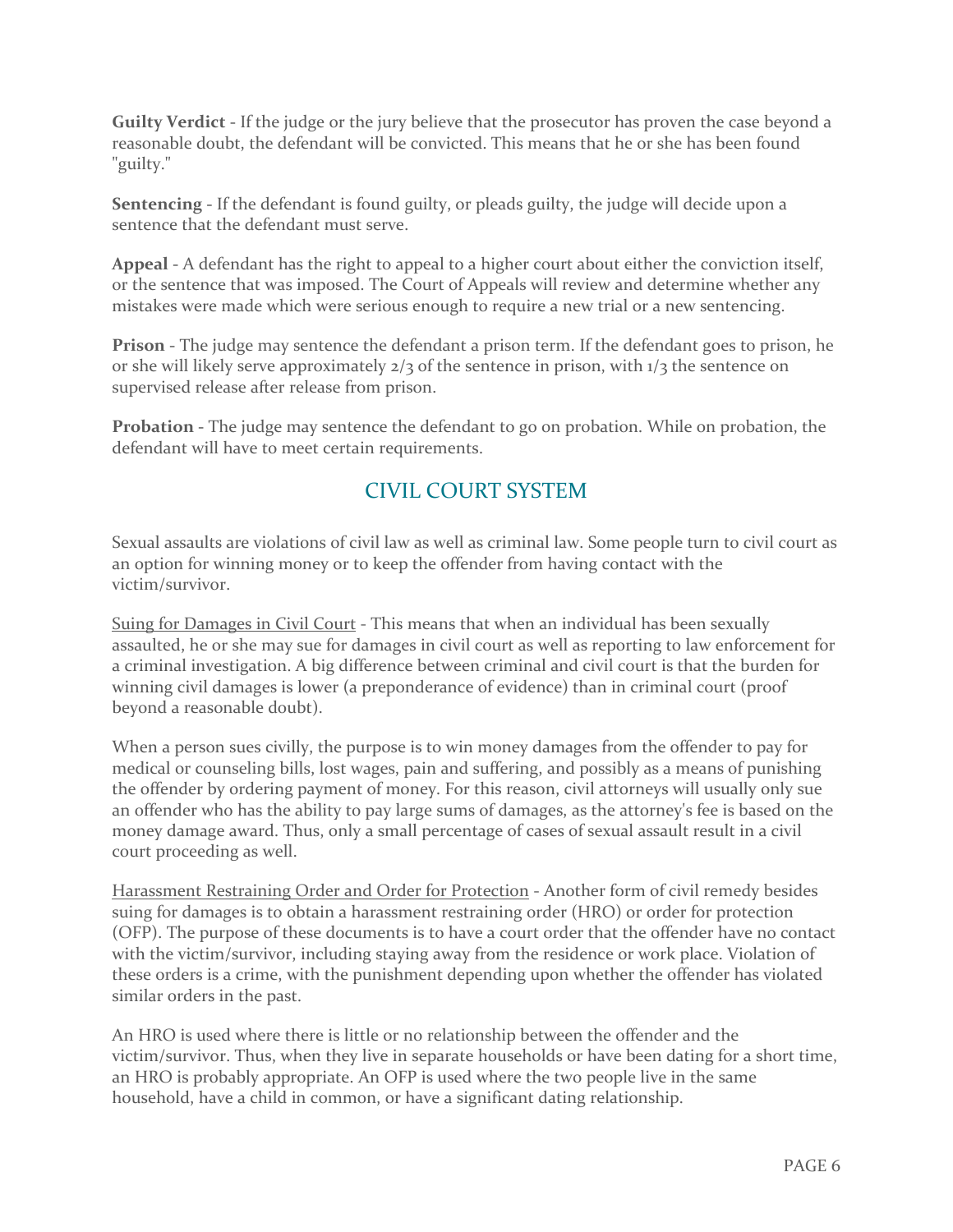**Guilty Verdict** - If the judge or the jury believe that the prosecutor has proven the case beyond a reasonable doubt, the defendant will be convicted. This means that he or she has been found "guilty."

**Sentencing** - If the defendant is found guilty, or pleads guilty, the judge will decide upon a sentence that the defendant must serve.

**Appeal** - A defendant has the right to appeal to a higher court about either the conviction itself, or the sentence that was imposed. The Court of Appeals will review and determine whether any mistakes were made which were serious enough to require a new trial or a new sentencing.

**Prison** - The judge may sentence the defendant a prison term. If the defendant goes to prison, he or she will likely serve approximately 2/3 of the sentence in prison, with 1/3 the sentence on supervised release after release from prison.

**Probation** - The judge may sentence the defendant to go on probation. While on probation, the defendant will have to meet certain requirements.

## CIVIL COURT SYSTEM

Sexual assaults are violations of civil law as well as criminal law. Some people turn to civil court as an option for winning money or to keep the offender from having contact with the victim/survivor.

<u>Suing for Damages in Civil Court</u> - This means that when an individual has been sexually assaulted, he or she may sue for damages in civil court as well as reporting to law enforcement for a criminal investigation. A big difference between criminal and civil court is that the burden for winning civil damages is lower (a preponderance of evidence) than in criminal court (proof beyond a reasonable doubt).

When a person sues civilly, the purpose is to win money damages from the offender to pay for medical or counseling bills, lost wages, pain and suffering, and possibly as a means of punishing the offender by ordering payment of money. For this reason, civil attorneys will usually only sue an offender who has the ability to pay large sums of damages, as the attorney's fee is based on the money damage award. Thus, only a small percentage of cases of sexual assault result in a civil court proceeding as well.

<u>Harassment Restraining Order and Order for Protection</u> - Another form of civil remedy besides suing for damages is to obtain a harassment restraining order (HRO) or order for protection (OFP). The purpose of these documents is to have a court order that the offender have no contact with the victim/survivor, including staying away from the residence or work place. Violation of these orders is a crime, with the punishment depending upon whether the offender has violated similar orders in the past.

An HRO is used where there is little or no relationship between the offender and the victim/survivor. Thus, when they live in separate households or have been dating for a short time, an HRO is probably appropriate. An OFP is used where the two people live in the same household, have a child in common, or have a significant dating relationship.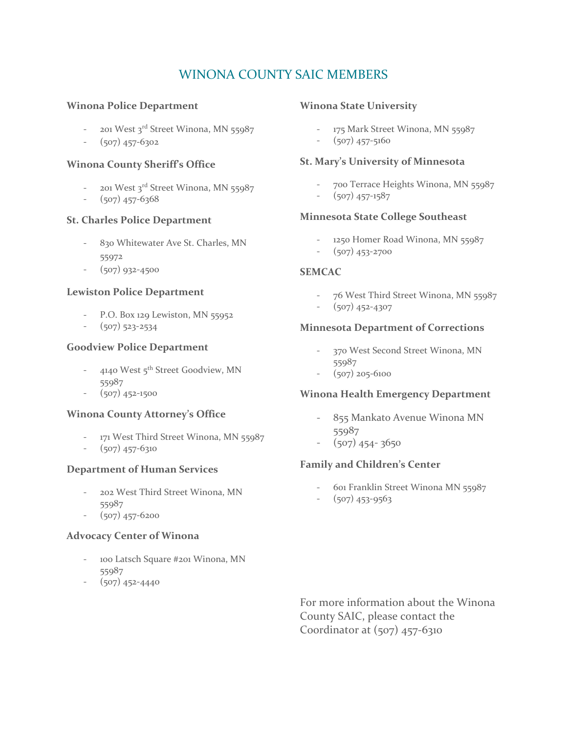# WINONA COUNTY SAIC MEMBERS

**Winona Police Department**

- 201 West 3rd Street Winona, MN 55987
- (507) 457-6302

**Winona County Sheriff's Office**

- 201 West 3rd Street Winona, MN 55987
- (507) 457-6368

**St. Charles Police Department**

- 830 Whitewater Ave St. Charles, MN 55972
- (507) 932-4500

**Lewiston Police Department**

- P.O. Box 129 Lewiston, MN 55952
- (507) 523-2534

**Goodview Police Department**

- 4140 West 5th Street Goodview, MN 55987
- (507) 452-1500

**Winona County Attorney's Office**

- 171 West Third Street Winona, MN 55987
- (507) 457-6310

**Department of Human Services**

- 202 West Third Street Winona, MN 55987
- (507) 457-6200

**Advocacy Center of Winona**

- 100 Latsch Square #201 Winona, MN 55987
- (507) 452-4440

**Winona State University**

- 175 Mark Street Winona, MN 55987
- (507) 457-5160

**St. Mary's University of Minnesota**

- 700 Terrace Heights Winona, MN 55987
- (507) 457-1587

**Minnesota State College Southeast**

- 1250 Homer Road Winona, MN 55987
- (507) 453-2700

**SEMCAC**

- 76 West Third Street Winona, MN 55987
- (507) 452-4307

**Minnesota Department of Corrections**

- 370 West Second Street Winona, MN 55987
- (507) 205-6100

**Winona Health Emergency Department**

- 855 Mankato Avenue Winona MN 55987
- (507) 454- 3650

**Family and Children's Center**

- 601 Franklin Street Winona MN 55987
- (507) 453-9563

For more information about the Winona County SAIC, please contact the Coordinator at (507) 457-6310